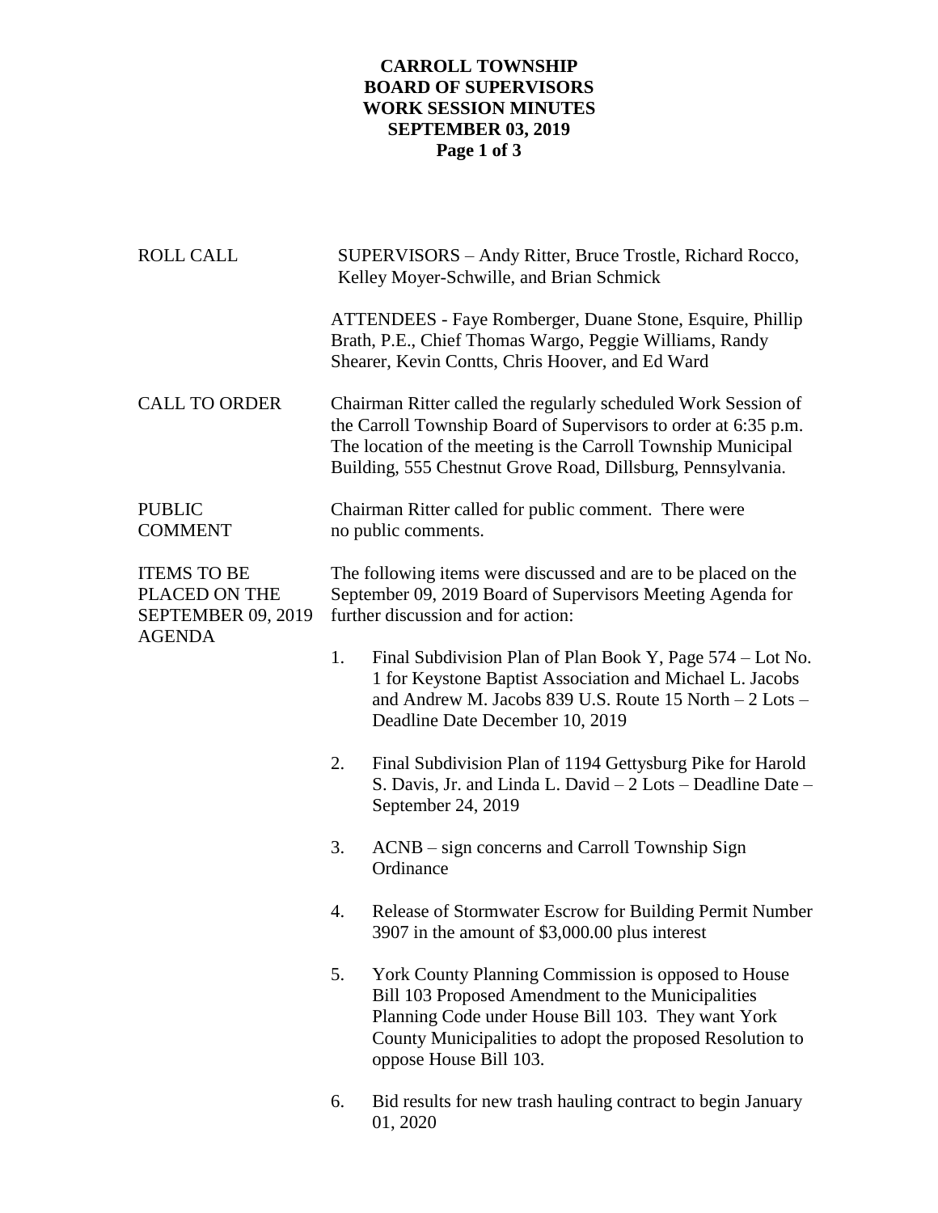# CARROLL TOWNSHIP
## BOARD OF SUPERVISORS
## WORK SESSION MINUTES
## SEPTEMBER 03, 2019

**ROLL CALL**

SUPERVISORS – Andy Ritter, Bruce Trostle, Richard Rocco, Kelley Moyer-Schwille, and Brian Schmick

ATTENDEES - Faye Romberger, Duane Stone, Esquire, Phillip Brath, P.E., Chief Thomas Wargo, Peggie Williams, Randy Shearer, Kevin Contts, Chris Hoover, and Ed Ward

**CALL TO ORDER**

Chairman Ritter called the regularly scheduled Work Session of the Carroll Township Board of Supervisors to order at 6:35 p.m. The location of the meeting is the Carroll Township Municipal Building, 555 Chestnut Grove Road, Dillsburg, Pennsylvania.

**PUBLIC COMMENT**

Chairman Ritter called for public comment. There were no public comments.

**ITEMS TO BE PLACED ON THE SEPTEMBER 09, 2019 AGENDA**

The following items were discussed and are to be placed on the September 09, 2019 Board of Supervisors Meeting Agenda for further discussion and for action:

1. Final Subdivision Plan of Plan Book Y, Page 574 – Lot No. 1 for Keystone Baptist Association and Michael L. Jacobs and Andrew M. Jacobs 839 U.S. Route 15 North – 2 Lots – Deadline Date December 10, 2019

2. Final Subdivision Plan of 1194 Gettysburg Pike for Harold S. Davis, Jr. and Linda L. David – 2 Lots – Deadline Date – September 24, 2019

3. ACNB – sign concerns and Carroll Township Sign Ordinance

4. Release of Stormwater Escrow for Building Permit Number 3907 in the amount of $3,000.00 plus interest

5. York County Planning Commission is opposed to House Bill 103 Proposed Amendment to the Municipalities Planning Code under House Bill 103. They want York County Municipalities to adopt the proposed Resolution to oppose House Bill 103.

6. Bid results for new trash hauling contract to begin January 01, 2020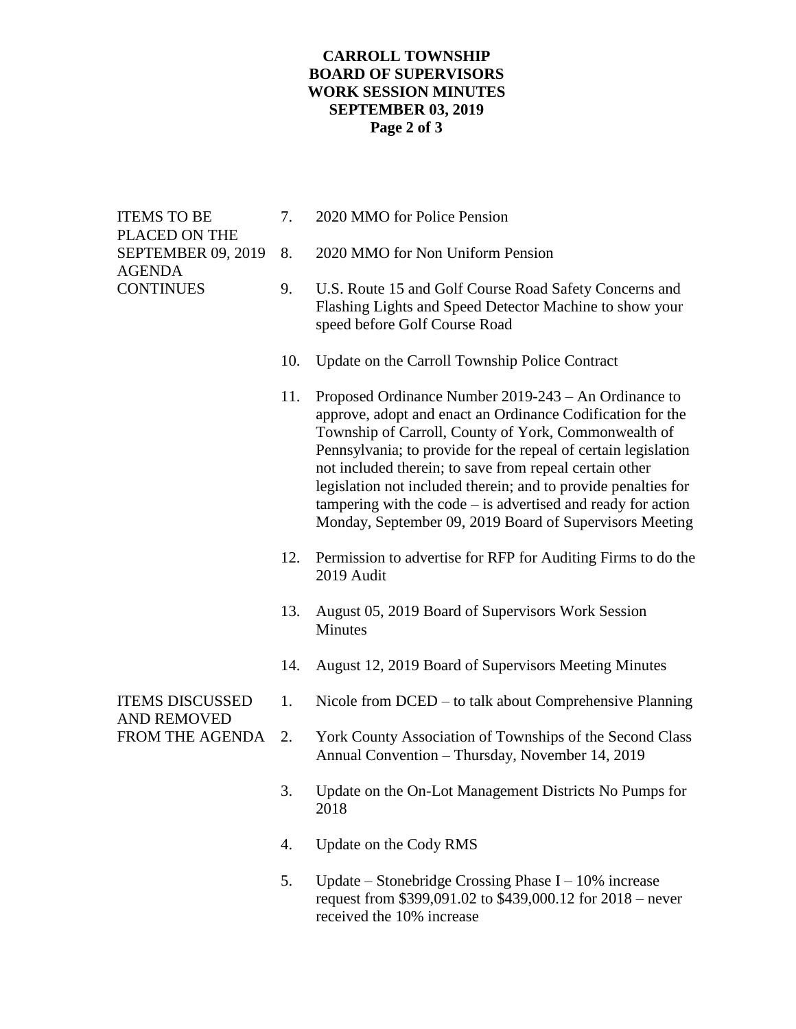**ITEMS TO BE PLACED ON THE SEPTEMBER 09, 2019 AGENDA CONTINUES**

7. 2020 MMO for Police Pension

8. 2020 MMO for Non Uniform Pension

9. U.S. Route 15 and Golf Course Road Safety Concerns and Flashing Lights and Speed Detector Machine to show your speed before Golf Course Road

10. Update on the Carroll Township Police Contract

11. Proposed Ordinance Number 2019-243 – An Ordinance to approve, adopt and enact an Ordinance Codification for the Township of Carroll, County of York, Commonwealth of Pennsylvania; to provide for the repeal of certain legislation not included therein; to save from repeal certain other legislation not included therein; and to provide penalties for tampering with the code – is advertised and ready for action Monday, September 09, 2019 Board of Supervisors Meeting

12. Permission to advertise for RFP for Auditing Firms to do the 2019 Audit

13. August 05, 2019 Board of Supervisors Work Session Minutes

14. August 12, 2019 Board of Supervisors Meeting Minutes

**ITEMS DISCUSSED AND REMOVED FROM THE AGENDA**

1. Nicole from DCED – to talk about Comprehensive Planning

2. York County Association of Townships of the Second Class Annual Convention – Thursday, November 14, 2019

3. Update on the On-Lot Management Districts No Pumps for 2018

4. Update on the Cody RMS

5. Update – Stonebridge Crossing Phase I – 10% increase request from $399,091.02 to $439,000.12 for 2018 – never received the 10% increase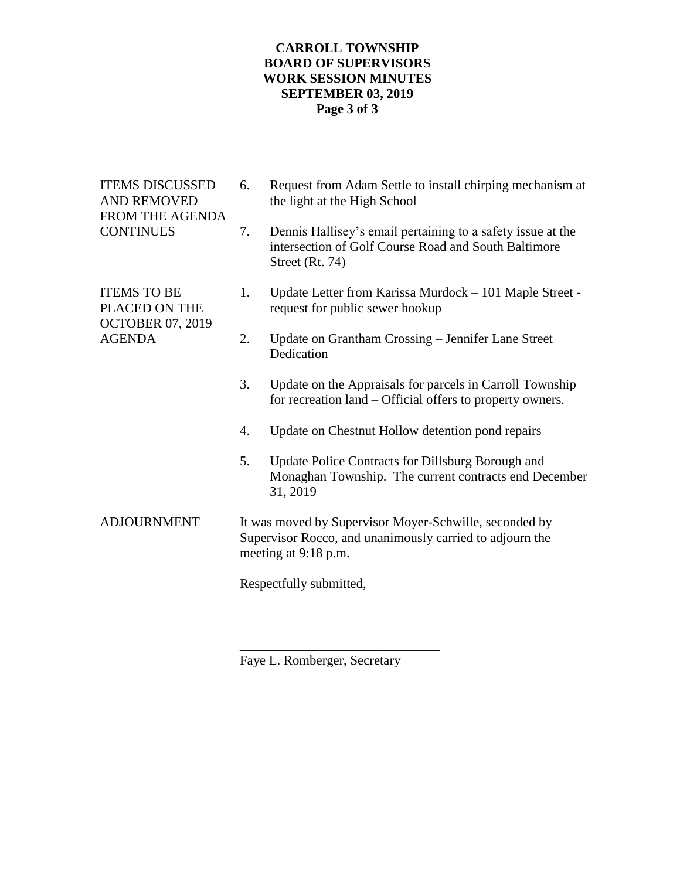# CARROLL TOWNSHIP
# BOARD OF SUPERVISORS
# WORK SESSION MINUTES
# SEPTEMBER 03, 2019

**ITEMS DISCUSSED AND REMOVED FROM THE AGENDA CONTINUES**

6. Request from Adam Settle to install chirping mechanism at the light at the High School
7. Dennis Hallisey's email pertaining to a safety issue at the intersection of Golf Course Road and South Baltimore Street (Rt. 74)

**ITEMS TO BE PLACED ON THE OCTOBER 07, 2019 AGENDA**

1. Update Letter from Karissa Murdock – 101 Maple Street - request for public sewer hookup
2. Update on Grantham Crossing – Jennifer Lane Street Dedication
3. Update on the Appraisals for parcels in Carroll Township for recreation land – Official offers to property owners.
4. Update on Chestnut Hollow detention pond repairs
5. Update Police Contracts for Dillsburg Borough and Monaghan Township. The current contracts end December 31, 2019

**ADJOURNMENT**

It was moved by Supervisor Moyer-Schwille, seconded by Supervisor Rocco, and unanimously carried to adjourn the meeting at 9:18 p.m.

Respectfully submitted,

_______________________________
Faye L. Romberger, Secretary